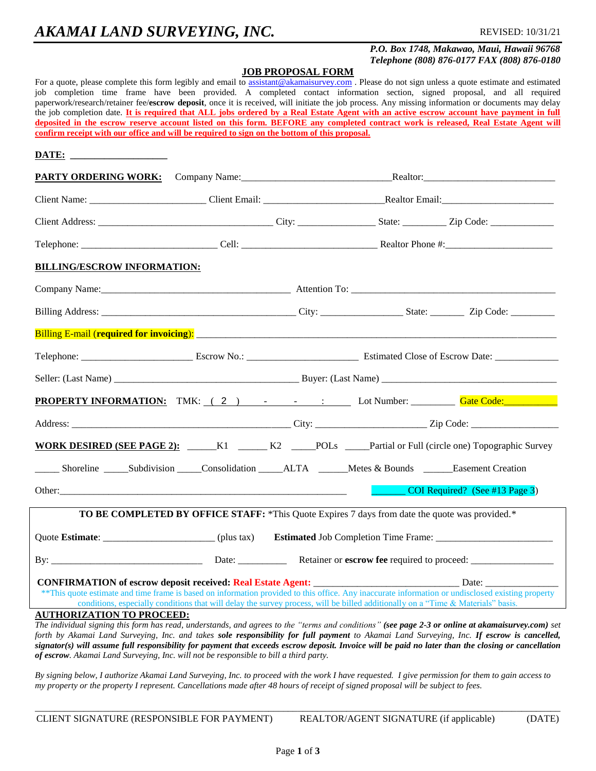# *AKAMAI LAND SURVEYING, INC.*

REVISED: 10/31/21

***P.O. Box 1748, Makawao, Maui, Hawaii 96768***
***Telephone (808) 876-0177 FAX (808) 876-0180***

## JOB PROPOSAL FORM

For a quote, please complete this form legibly and email to assistant@akamaisurvey.com . Please do not sign unless a quote estimate and estimated job completion time frame have been provided. A completed contact information section, signed proposal, and all required paperwork/research/retainer fee/**escrow deposit**, once it is received, will initiate the job process. Any missing information or documents may delay the job completion date. **It is required that ALL jobs ordered by a Real Estate Agent with an active escrow account have payment in full deposited in the escrow reserve account listed on this form. BEFORE any completed contract work is released, Real Estate Agent will confirm receipt with our office and will be required to sign on the bottom of this proposal.**

**DATE:** ___________________

**PARTY ORDERING WORK:** Company Name:______________________________Realtor:___________________________

Client Name: _______________________ Client Email: ________________________Realtor Email:________________________

Client Address: ___________________________________ City: _______________ State: ________ Zip Code: _____________

Telephone: ___________________________ Cell: ___________________________ Realtor Phone #:______________________

**BILLING/ESCROW INFORMATION:**

Company Name:______________________________________ Attention To: __________________________________________

Billing Address: _______________________________________ City: ________________ State: _______ Zip Code: _________

Billing E-mail (**required for invoicing**): _____________________________________________________________________________

Telephone: ______________________ Escrow No.: ______________________ Estimated Close of Escrow Date: _____________

Seller: (Last Name) _____________________________________ Buyer: (Last Name) ____________________________________

**PROPERTY INFORMATION:** TMK: ( 2 ) - - : Lot Number: _________ Gate Code:__________

Address: ____________________________________________ City: ______________________ Zip Code: _________________

**WORK DESIRED (SEE PAGE 2):** ______K1 ______ K2 _____POLs _____Partial or Full (circle one) Topographic Survey

_____ Shoreline _____Subdivision _____Consolidation _____ALTA ______Metes & Bounds ______Easement Creation

Other:____________________________________________________________ _______ COI Required? (See #13 Page 3)

**TO BE COMPLETED BY OFFICE STAFF:** *This Quote Expires 7 days from date the quote was provided.*

Quote **Estimate**: ______________________ (plus tax) **Estimated** Job Completion Time Frame: ________________________

By: ______________________________ Date: __________ Retainer or **escrow fee** required to proceed: _________________

**CONFIRMATION of escrow deposit received: Real Estate Agent:** _____________________________ Date: ______________

**This quote estimate and time frame is based on information provided to this office. Any inaccurate information or undisclosed existing property conditions, especially conditions that will delay the survey process, will be billed additionally on a "Time & Materials" basis.

**AUTHORIZATION TO PROCEED:**

*The individual signing this form has read, understands, and agrees to the "terms and conditions" **(see page 2-3 or online at akamaisurvey.com)** set forth by Akamai Land Surveying, Inc. and takes **sole responsibility for full payment** to Akamai Land Surveying, Inc. **If escrow is cancelled, signator(s) will assume full responsibility for payment that exceeds escrow deposit. Invoice will be paid no later than the closing or cancellation of escrow**. Akamai Land Surveying, Inc. will not be responsible to bill a third party.*

*By signing below, I authorize Akamai Land Surveying, Inc. to proceed with the work I have requested. I give permission for them to gain access to my property or the property I represent. Cancellations made after 48 hours of receipt of signed proposal will be subject to fees.*

_____________________________________________________________________________________________________

CLIENT SIGNATURE (RESPONSIBLE FOR PAYMENT) REALTOR/AGENT SIGNATURE (if applicable) (DATE)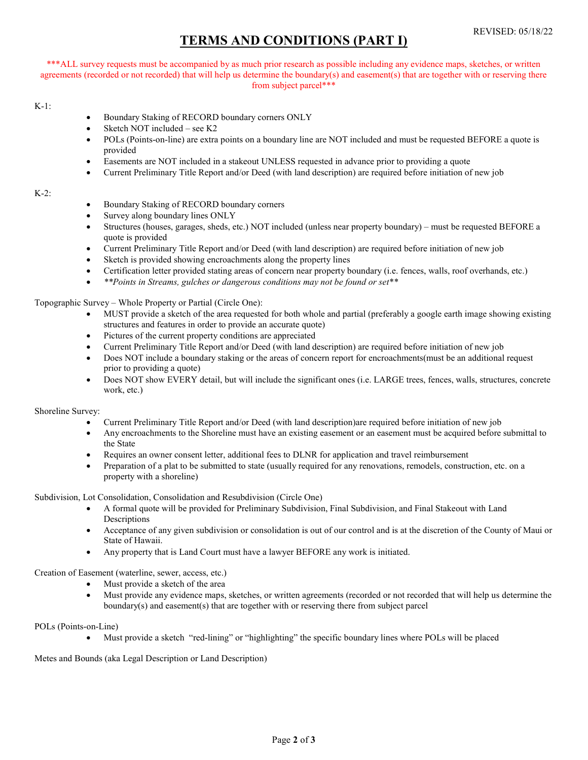REVISED: 05/18/22

# TERMS AND CONDITIONS (PART I)

***ALL survey requests must be accompanied by as much prior research as possible including any evidence maps, sketches, or written agreements (recorded or not recorded) that will help us determine the boundary(s) and easement(s) that are together with or reserving there from subject parcel***

K-1:

- Boundary Staking of RECORD boundary corners ONLY
- Sketch NOT included – see K2
- POLs (Points-on-line) are extra points on a boundary line are NOT included and must be requested BEFORE a quote is provided
- Easements are NOT included in a stakeout UNLESS requested in advance prior to providing a quote
- Current Preliminary Title Report and/or Deed (with land description) are required before initiation of new job

K-2:

- Boundary Staking of RECORD boundary corners
- Survey along boundary lines ONLY
- Structures (houses, garages, sheds, etc.) NOT included (unless near property boundary) – must be requested BEFORE a quote is provided
- Current Preliminary Title Report and/or Deed (with land description) are required before initiation of new job
- Sketch is provided showing encroachments along the property lines
- Certification letter provided stating areas of concern near property boundary (i.e. fences, walls, roof overhands, etc.)
- ***Points in Streams, gulches or dangerous conditions may not be found or set***

Topographic Survey – Whole Property or Partial (Circle One):

- MUST provide a sketch of the area requested for both whole and partial (preferably a google earth image showing existing structures and features in order to provide an accurate quote)
- Pictures of the current property conditions are appreciated
- Current Preliminary Title Report and/or Deed (with land description) are required before initiation of new job
- Does NOT include a boundary staking or the areas of concern report for encroachments(must be an additional request prior to providing a quote)
- Does NOT show EVERY detail, but will include the significant ones (i.e. LARGE trees, fences, walls, structures, concrete work, etc.)

Shoreline Survey:

- Current Preliminary Title Report and/or Deed (with land description)are required before initiation of new job
- Any encroachments to the Shoreline must have an existing easement or an easement must be acquired before submittal to the State
- Requires an owner consent letter, additional fees to DLNR for application and travel reimbursement
- Preparation of a plat to be submitted to state (usually required for any renovations, remodels, construction, etc. on a property with a shoreline)

Subdivision, Lot Consolidation, Consolidation and Resubdivision (Circle One)

- A formal quote will be provided for Preliminary Subdivision, Final Subdivision, and Final Stakeout with Land Descriptions
- Acceptance of any given subdivision or consolidation is out of our control and is at the discretion of the County of Maui or State of Hawaii.
- Any property that is Land Court must have a lawyer BEFORE any work is initiated.

Creation of Easement (waterline, sewer, access, etc.)

- Must provide a sketch of the area
- Must provide any evidence maps, sketches, or written agreements (recorded or not recorded that will help us determine the boundary(s) and easement(s) that are together with or reserving there from subject parcel

POLs (Points-on-Line)

- Must provide a sketch "red-lining" or "highlighting" the specific boundary lines where POLs will be placed

Metes and Bounds (aka Legal Description or Land Description)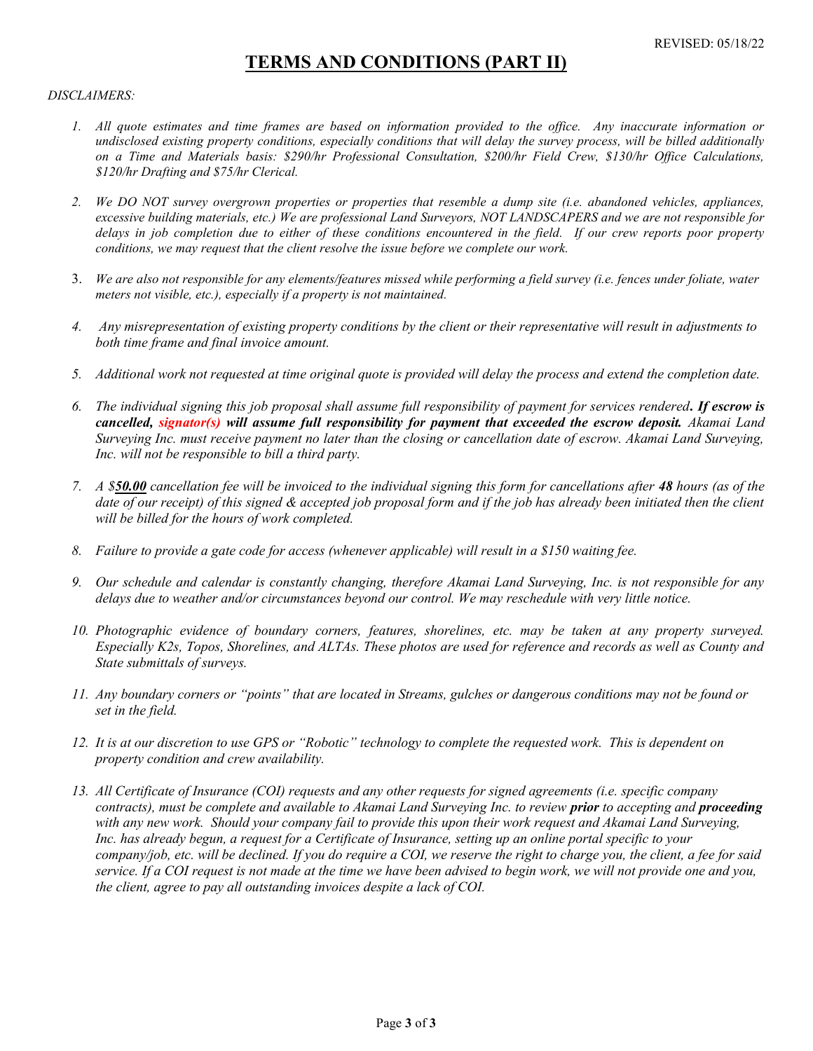REVISED: 05/18/22

# TERMS AND CONDITIONS (PART II)

*DISCLAIMERS:*

1. *All quote estimates and time frames are based on information provided to the office. Any inaccurate information or undisclosed existing property conditions, especially conditions that will delay the survey process, will be billed additionally on a Time and Materials basis: $290/hr Professional Consultation, $200/hr Field Crew, $130/hr Office Calculations, $120/hr Drafting and $75/hr Clerical.*

2. *We DO NOT survey overgrown properties or properties that resemble a dump site (i.e. abandoned vehicles, appliances, excessive building materials, etc.) We are professional Land Surveyors, NOT LANDSCAPERS and we are not responsible for delays in job completion due to either of these conditions encountered in the field. If our crew reports poor property conditions, we may request that the client resolve the issue before we complete our work.*

3. *We are also not responsible for any elements/features missed while performing a field survey (i.e. fences under foliate, water meters not visible, etc.), especially if a property is not maintained.*

4. *Any misrepresentation of existing property conditions by the client or their representative will result in adjustments to both time frame and final invoice amount.*

5. *Additional work not requested at time original quote is provided will delay the process and extend the completion date.*

6. *The individual signing this job proposal shall assume full responsibility of payment for services rendered**. If escrow is cancelled, signator(s) will assume full responsibility for payment that exceeded the escrow deposit.** Akamai Land Surveying Inc. must receive payment no later than the closing or cancellation date of escrow. Akamai Land Surveying, Inc. will not be responsible to bill a third party.*

7. *A $**50.00** cancellation fee will be invoiced to the individual signing this form for cancellations after **48** hours (as of the date of our receipt) of this signed & accepted job proposal form and if the job has already been initiated then the client will be billed for the hours of work completed.*

8. *Failure to provide a gate code for access (whenever applicable) will result in a $150 waiting fee.*

9. *Our schedule and calendar is constantly changing, therefore Akamai Land Surveying, Inc. is not responsible for any delays due to weather and/or circumstances beyond our control. We may reschedule with very little notice.*

10. *Photographic evidence of boundary corners, features, shorelines, etc. may be taken at any property surveyed. Especially K2s, Topos, Shorelines, and ALTAs. These photos are used for reference and records as well as County and State submittals of surveys.*

11. *Any boundary corners or "points" that are located in Streams, gulches or dangerous conditions may not be found or set in the field.*

12. *It is at our discretion to use GPS or "Robotic" technology to complete the requested work. This is dependent on property condition and crew availability.*

13. *All Certificate of Insurance (COI) requests and any other requests for signed agreements (i.e. specific company contracts), must be complete and available to Akamai Land Surveying Inc. to review **prior** to accepting and **proceeding** with any new work. Should your company fail to provide this upon their work request and Akamai Land Surveying, Inc. has already begun, a request for a Certificate of Insurance, setting up an online portal specific to your company/job, etc. will be declined. If you do require a COI, we reserve the right to charge you, the client, a fee for said service. If a COI request is not made at the time we have been advised to begin work, we will not provide one and you, the client, agree to pay all outstanding invoices despite a lack of COI.*